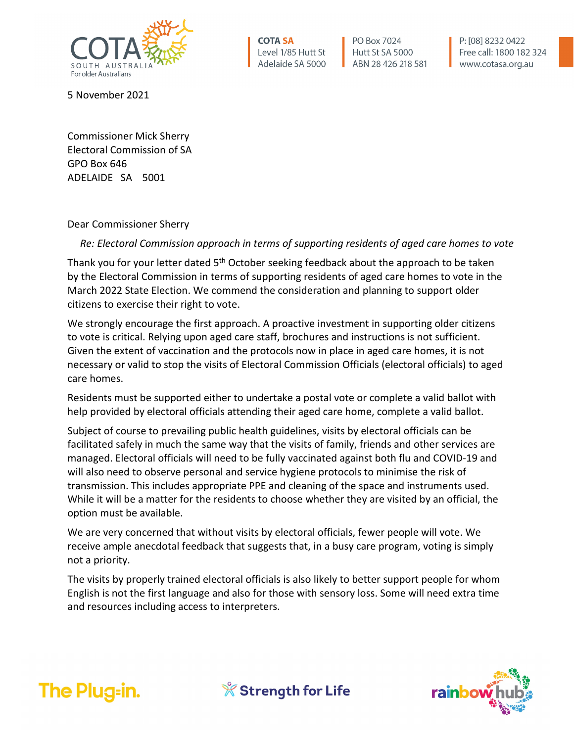COTA SOUTH AUSTRALIA
For older Australians

**COTA SA**
Level 1/85 Hutt St
Adelaide SA 5000

PO Box 7024
Hutt St SA 5000
ABN 28 426 218 581

P: [08] 8232 0422
Free call: 1800 182 324
www.cotasa.org.au

5 November 2021

Commissioner Mick Sherry
Electoral Commission of SA
GPO Box 646
ADELAIDE SA 5001

Dear Commissioner Sherry

*Re: Electoral Commission approach in terms of supporting residents of aged care homes to vote*

Thank you for your letter dated 5th October seeking feedback about the approach to be taken by the Electoral Commission in terms of supporting residents of aged care homes to vote in the March 2022 State Election. We commend the consideration and planning to support older citizens to exercise their right to vote.

We strongly encourage the first approach. A proactive investment in supporting older citizens to vote is critical. Relying upon aged care staff, brochures and instructions is not sufficient. Given the extent of vaccination and the protocols now in place in aged care homes, it is not necessary or valid to stop the visits of Electoral Commission Officials (electoral officials) to aged care homes.

Residents must be supported either to undertake a postal vote or complete a valid ballot with help provided by electoral officials attending their aged care home, complete a valid ballot.

Subject of course to prevailing public health guidelines, visits by electoral officials can be facilitated safely in much the same way that the visits of family, friends and other services are managed. Electoral officials will need to be fully vaccinated against both flu and COVID-19 and will also need to observe personal and service hygiene protocols to minimise the risk of transmission. This includes appropriate PPE and cleaning of the space and instruments used. While it will be a matter for the residents to choose whether they are visited by an official, the option must be available.

We are very concerned that without visits by electoral officials, fewer people will vote. We receive ample anecdotal feedback that suggests that, in a busy care program, voting is simply not a priority.

The visits by properly trained electoral officials is also likely to better support people for whom English is not the first language and also for those with sensory loss. Some will need extra time and resources including access to interpreters.

The Plug-in. Strength for Life rainbow hub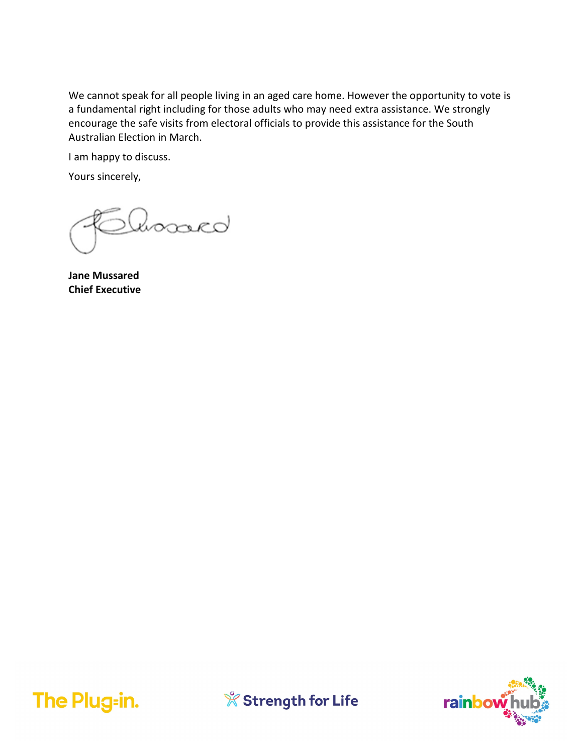We cannot speak for all people living in an aged care home. However the opportunity to vote is a fundamental right including for those adults who may need extra assistance. We strongly encourage the safe visits from electoral officials to provide this assistance for the South Australian Election in March.

I am happy to discuss.

Yours sincerely,

**Jane Mussared**
**Chief Executive**

The Plug-in. Strength for Life rainbow hub